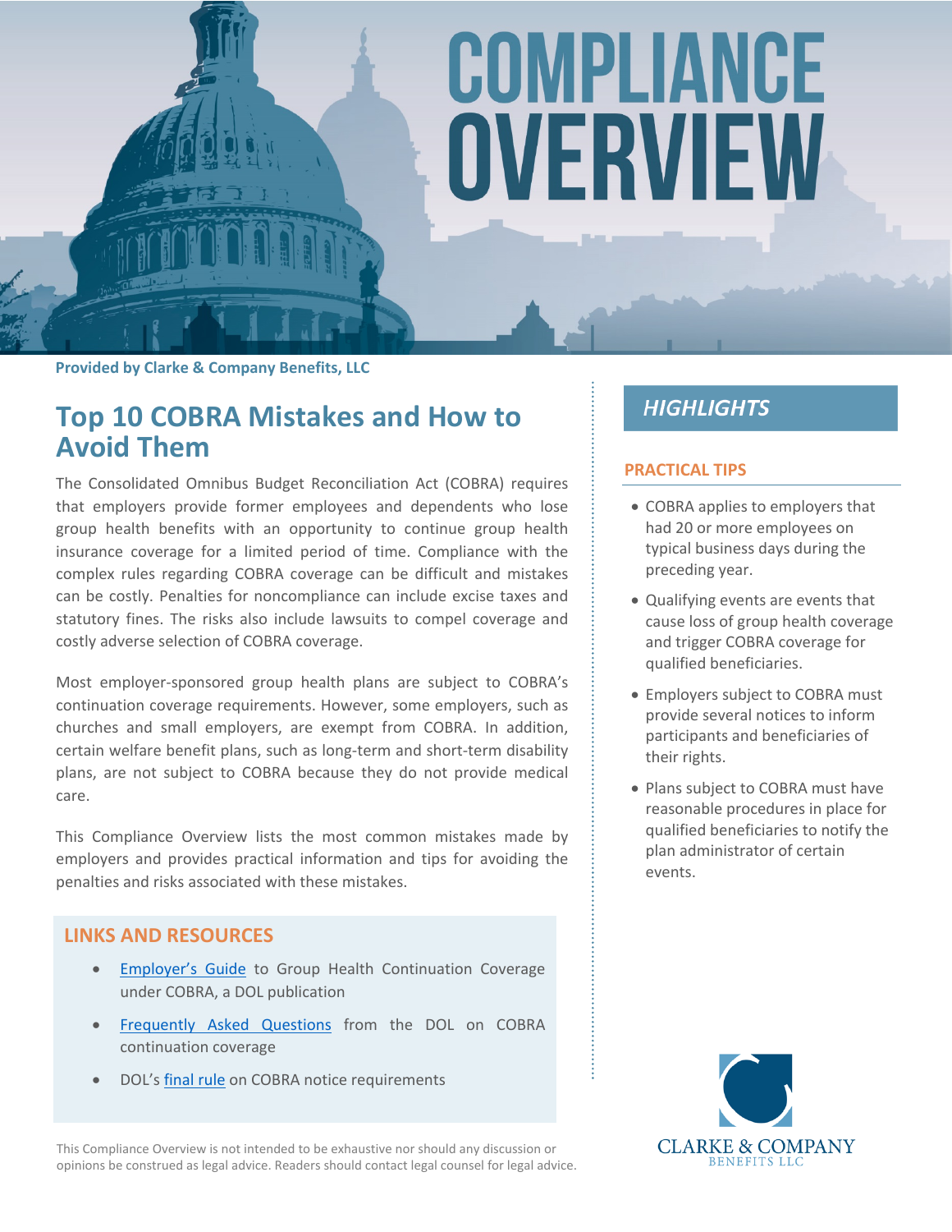# COMPLIANCE OVERVIEW

**Provided by Clarke & Company Benefits, LLC**

## Top 10 COBRA Mistakes and How to Avoid Them

The Consolidated Omnibus Budget Reconciliation Act (COBRA) requires that employers provide former employees and dependents who lose group health benefits with an opportunity to continue group health insurance coverage for a limited period of time. Compliance with the complex rules regarding COBRA coverage can be difficult and mistakes can be costly. Penalties for noncompliance can include excise taxes and statutory fines. The risks also include lawsuits to compel coverage and costly adverse selection of COBRA coverage.

Most employer-sponsored group health plans are subject to COBRA's continuation coverage requirements. However, some employers, such as churches and small employers, are exempt from COBRA. In addition, certain welfare benefit plans, such as long-term and short-term disability plans, are not subject to COBRA because they do not provide medical care.

This Compliance Overview lists the most common mistakes made by employers and provides practical information and tips for avoiding the penalties and risks associated with these mistakes.

### LINKS AND RESOURCES

- Employer's Guide to Group Health Continuation Coverage under COBRA, a DOL publication
- Frequently Asked Questions from the DOL on COBRA continuation coverage
- DOL's final rule on COBRA notice requirements

This Compliance Overview is not intended to be exhaustive nor should any discussion or opinions be construed as legal advice. Readers should contact legal counsel for legal advice.

## HIGHLIGHTS

### PRACTICAL TIPS

- COBRA applies to employers that had 20 or more employees on typical business days during the preceding year.
- Qualifying events are events that cause loss of group health coverage and trigger COBRA coverage for qualified beneficiaries.
- Employers subject to COBRA must provide several notices to inform participants and beneficiaries of their rights.
- Plans subject to COBRA must have reasonable procedures in place for qualified beneficiaries to notify the plan administrator of certain events.

CLARKE & COMPANY
BENEFITS LLC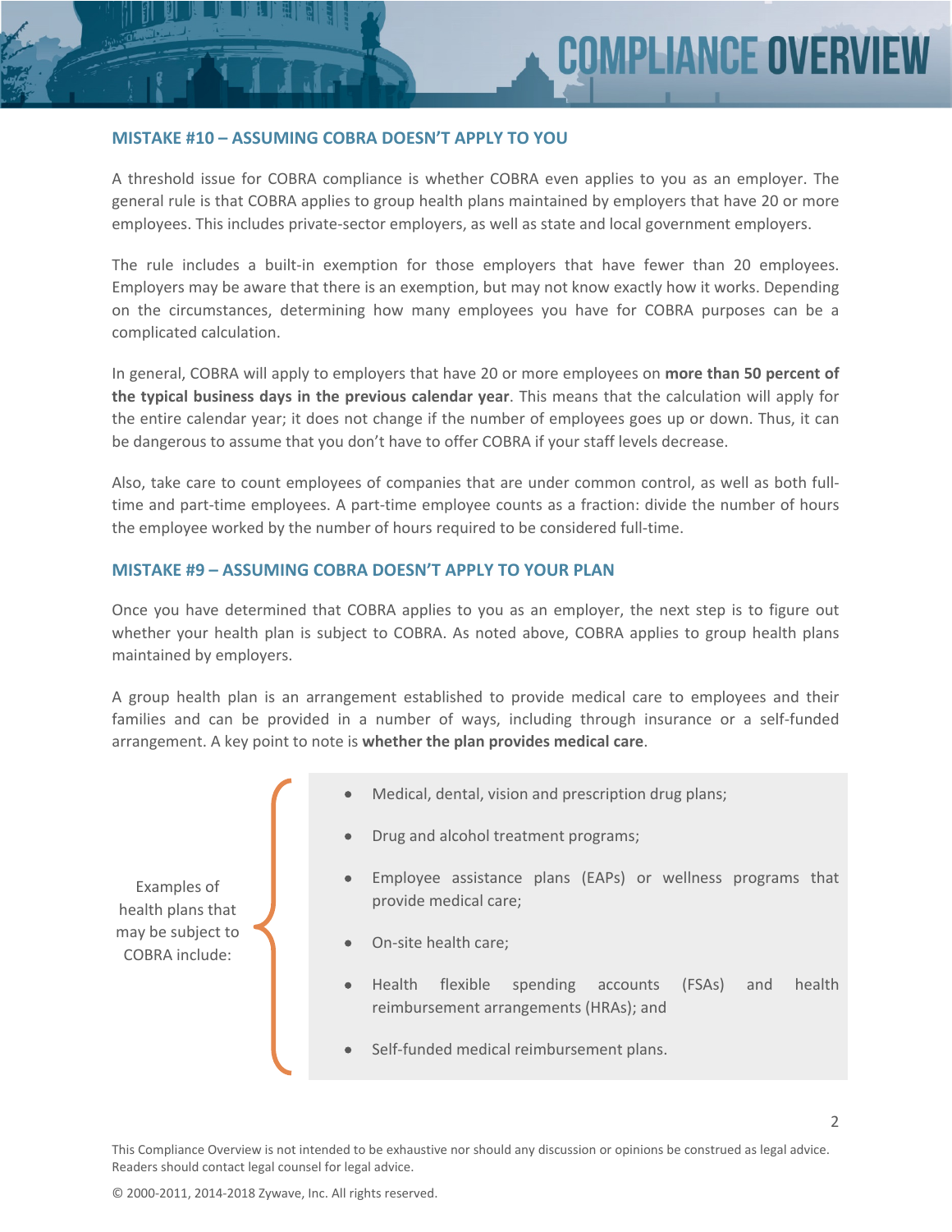## MISTAKE #10 – ASSUMING COBRA DOESN'T APPLY TO YOU

A threshold issue for COBRA compliance is whether COBRA even applies to you as an employer. The general rule is that COBRA applies to group health plans maintained by employers that have 20 or more employees. This includes private-sector employers, as well as state and local government employers.

The rule includes a built-in exemption for those employers that have fewer than 20 employees. Employers may be aware that there is an exemption, but may not know exactly how it works. Depending on the circumstances, determining how many employees you have for COBRA purposes can be a complicated calculation.

In general, COBRA will apply to employers that have 20 or more employees on **more than 50 percent of the typical business days in the previous calendar year**. This means that the calculation will apply for the entire calendar year; it does not change if the number of employees goes up or down. Thus, it can be dangerous to assume that you don't have to offer COBRA if your staff levels decrease.

Also, take care to count employees of companies that are under common control, as well as both full-time and part-time employees. A part-time employee counts as a fraction: divide the number of hours the employee worked by the number of hours required to be considered full-time.

## MISTAKE #9 – ASSUMING COBRA DOESN'T APPLY TO YOUR PLAN

Once you have determined that COBRA applies to you as an employer, the next step is to figure out whether your health plan is subject to COBRA. As noted above, COBRA applies to group health plans maintained by employers.

A group health plan is an arrangement established to provide medical care to employees and their families and can be provided in a number of ways, including through insurance or a self-funded arrangement. A key point to note is **whether the plan provides medical care**.

Examples of health plans that may be subject to COBRA include:

- Medical, dental, vision and prescription drug plans;
- Drug and alcohol treatment programs;
- Employee assistance plans (EAPs) or wellness programs that provide medical care;
- On-site health care;
- Health flexible spending accounts (FSAs) and health reimbursement arrangements (HRAs); and
- Self-funded medical reimbursement plans.

This Compliance Overview is not intended to be exhaustive nor should any discussion or opinions be construed as legal advice. Readers should contact legal counsel for legal advice.

© 2000-2011, 2014-2018 Zywave, Inc. All rights reserved.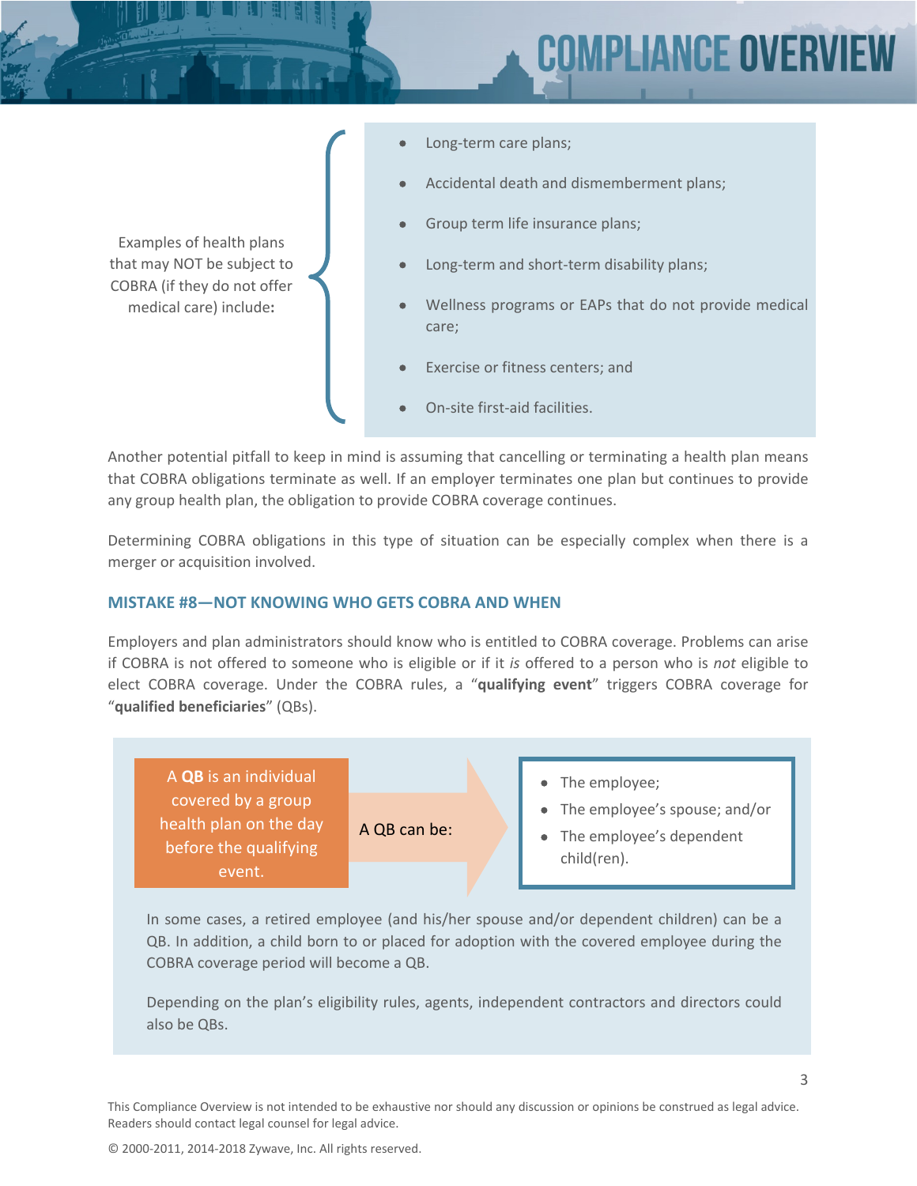Examples of health plans that may NOT be subject to COBRA (if they do not offer medical care) include:

- Long-term care plans;
- Accidental death and dismemberment plans;
- Group term life insurance plans;
- Long-term and short-term disability plans;
- Wellness programs or EAPs that do not provide medical care;
- Exercise or fitness centers; and
- On-site first-aid facilities.

Another potential pitfall to keep in mind is assuming that cancelling or terminating a health plan means that COBRA obligations terminate as well. If an employer terminates one plan but continues to provide any group health plan, the obligation to provide COBRA coverage continues.

Determining COBRA obligations in this type of situation can be especially complex when there is a merger or acquisition involved.

## MISTAKE #8—NOT KNOWING WHO GETS COBRA AND WHEN

Employers and plan administrators should know who is entitled to COBRA coverage. Problems can arise if COBRA is not offered to someone who is eligible or if it *is* offered to a person who is *not* eligible to elect COBRA coverage. Under the COBRA rules, a "**qualifying event**" triggers COBRA coverage for "**qualified beneficiaries**" (QBs).

A **QB** is an individual covered by a group health plan on the day before the qualifying event.

A QB can be:

- The employee;
- The employee's spouse; and/or
- The employee's dependent child(ren).

In some cases, a retired employee (and his/her spouse and/or dependent children) can be a QB. In addition, a child born to or placed for adoption with the covered employee during the COBRA coverage period will become a QB.

Depending on the plan's eligibility rules, agents, independent contractors and directors could also be QBs.

This Compliance Overview is not intended to be exhaustive nor should any discussion or opinions be construed as legal advice. Readers should contact legal counsel for legal advice.

© 2000-2011, 2014-2018 Zywave, Inc. All rights reserved.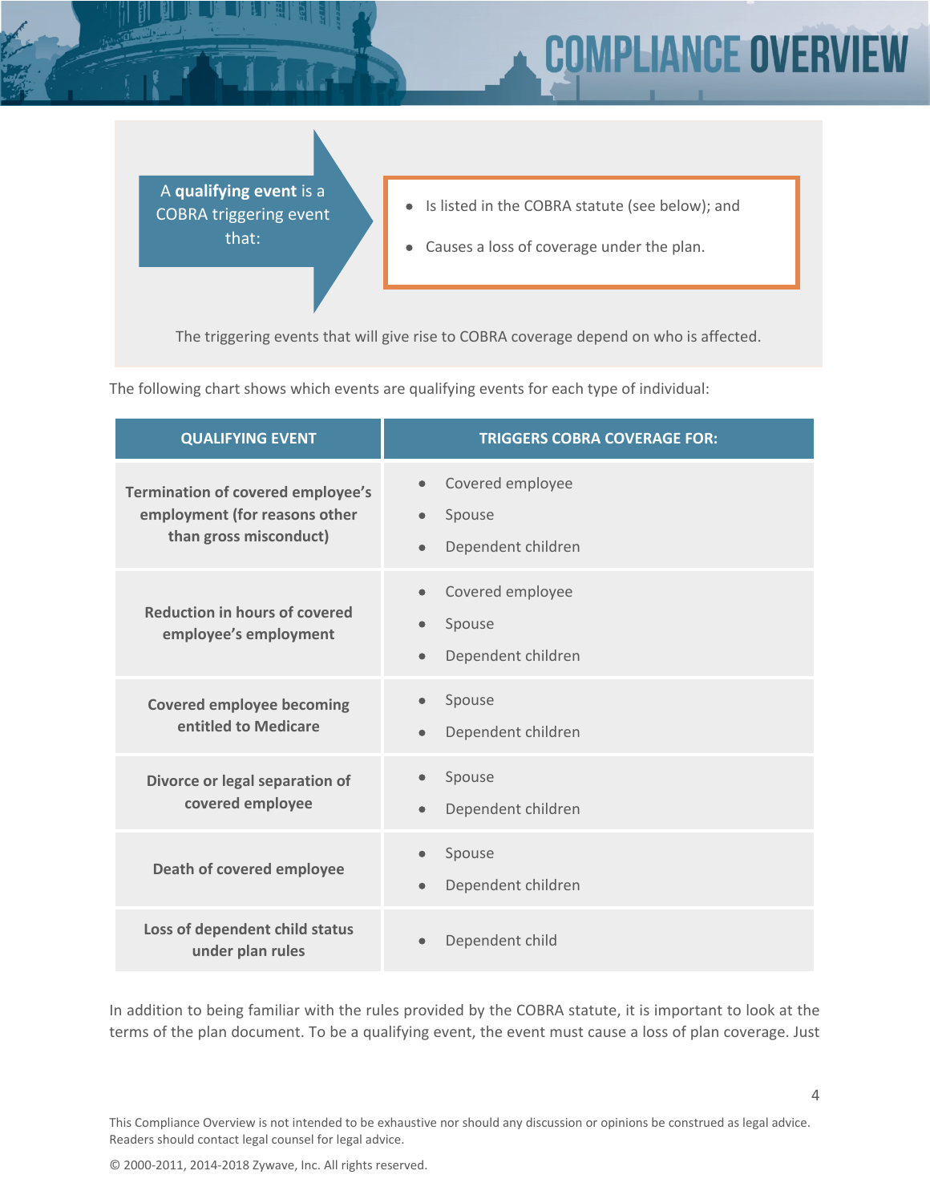A **qualifying event** is a COBRA triggering event that:

- Is listed in the COBRA statute (see below); and
- Causes a loss of coverage under the plan.

The triggering events that will give rise to COBRA coverage depend on who is affected.

The following chart shows which events are qualifying events for each type of individual:

| QUALIFYING EVENT | TRIGGERS COBRA COVERAGE FOR: |
| --- | --- |
| **Termination of covered employee's employment (for reasons other than gross misconduct)** | • Covered employee<br>• Spouse<br>• Dependent children |
| **Reduction in hours of covered employee's employment** | • Covered employee<br>• Spouse<br>• Dependent children |
| **Covered employee becoming entitled to Medicare** | • Spouse<br>• Dependent children |
| **Divorce or legal separation of covered employee** | • Spouse<br>• Dependent children |
| **Death of covered employee** | • Spouse<br>• Dependent children |
| **Loss of dependent child status under plan rules** | • Dependent child |

In addition to being familiar with the rules provided by the COBRA statute, it is important to look at the terms of the plan document. To be a qualifying event, the event must cause a loss of plan coverage. Just

This Compliance Overview is not intended to be exhaustive nor should any discussion or opinions be construed as legal advice. Readers should contact legal counsel for legal advice.

© 2000-2011, 2014-2018 Zywave, Inc. All rights reserved.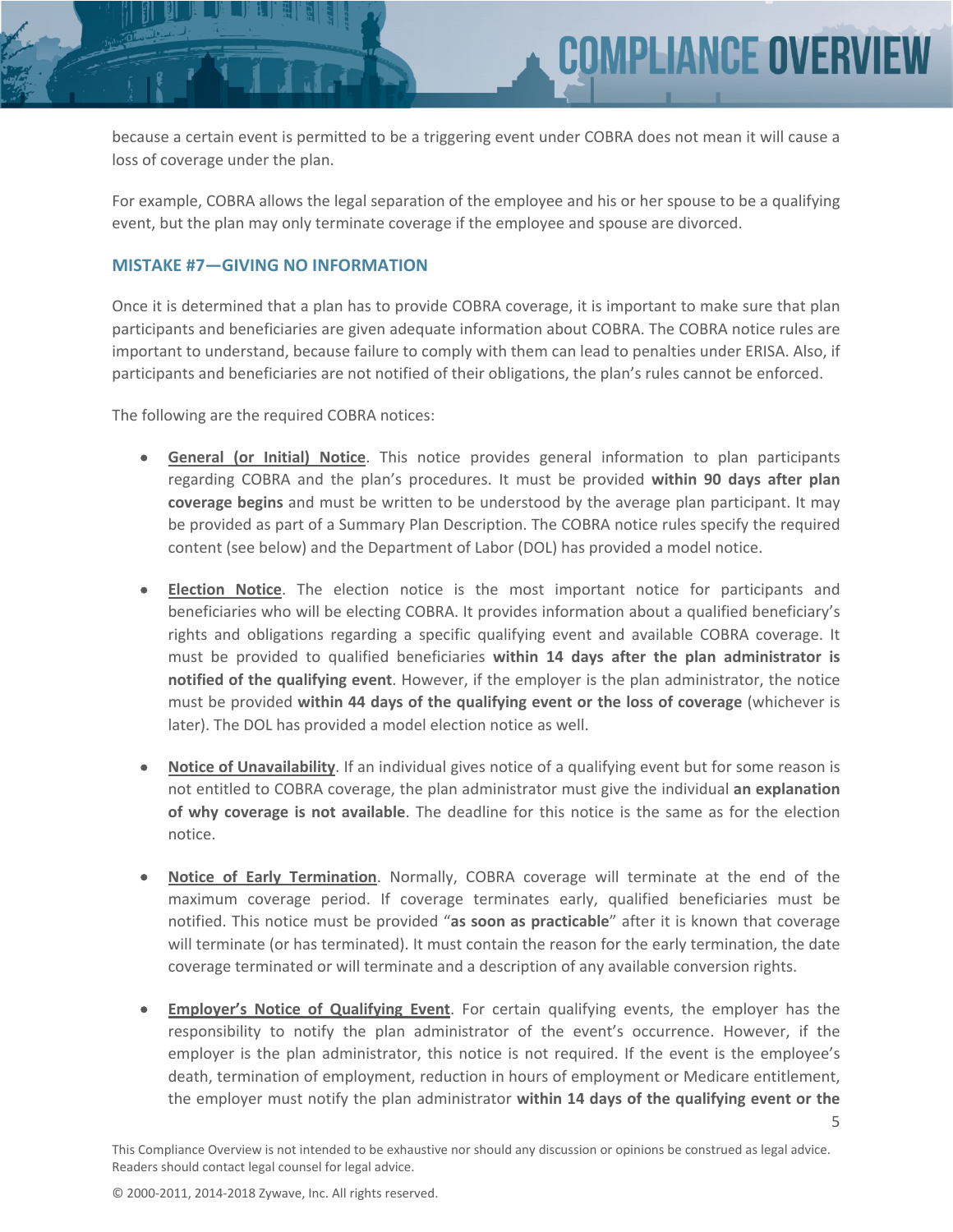because a certain event is permitted to be a triggering event under COBRA does not mean it will cause a loss of coverage under the plan.

For example, COBRA allows the legal separation of the employee and his or her spouse to be a qualifying event, but the plan may only terminate coverage if the employee and spouse are divorced.

### MISTAKE #7—GIVING NO INFORMATION

Once it is determined that a plan has to provide COBRA coverage, it is important to make sure that plan participants and beneficiaries are given adequate information about COBRA. The COBRA notice rules are important to understand, because failure to comply with them can lead to penalties under ERISA. Also, if participants and beneficiaries are not notified of their obligations, the plan's rules cannot be enforced.

The following are the required COBRA notices:

- **General (or Initial) Notice**. This notice provides general information to plan participants regarding COBRA and the plan's procedures. It must be provided **within 90 days after plan coverage begins** and must be written to be understood by the average plan participant. It may be provided as part of a Summary Plan Description. The COBRA notice rules specify the required content (see below) and the Department of Labor (DOL) has provided a model notice.

- **Election Notice**. The election notice is the most important notice for participants and beneficiaries who will be electing COBRA. It provides information about a qualified beneficiary's rights and obligations regarding a specific qualifying event and available COBRA coverage. It must be provided to qualified beneficiaries **within 14 days after the plan administrator is notified of the qualifying event**. However, if the employer is the plan administrator, the notice must be provided **within 44 days of the qualifying event or the loss of coverage** (whichever is later). The DOL has provided a model election notice as well.

- **Notice of Unavailability**. If an individual gives notice of a qualifying event but for some reason is not entitled to COBRA coverage, the plan administrator must give the individual **an explanation of why coverage is not available**. The deadline for this notice is the same as for the election notice.

- **Notice of Early Termination**. Normally, COBRA coverage will terminate at the end of the maximum coverage period. If coverage terminates early, qualified beneficiaries must be notified. This notice must be provided "**as soon as practicable**" after it is known that coverage will terminate (or has terminated). It must contain the reason for the early termination, the date coverage terminated or will terminate and a description of any available conversion rights.

- **Employer's Notice of Qualifying Event**. For certain qualifying events, the employer has the responsibility to notify the plan administrator of the event's occurrence. However, if the employer is the plan administrator, this notice is not required. If the event is the employee's death, termination of employment, reduction in hours of employment or Medicare entitlement, the employer must notify the plan administrator **within 14 days of the qualifying event or the**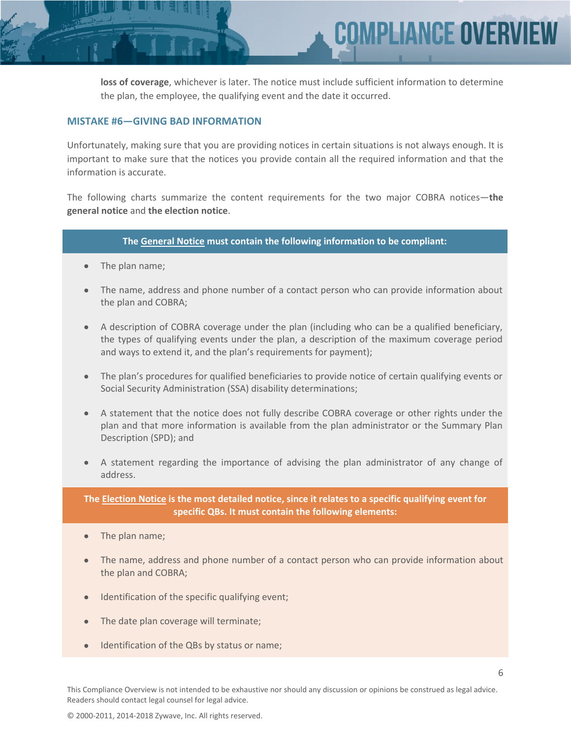**loss of coverage**, whichever is later. The notice must include sufficient information to determine the plan, the employee, the qualifying event and the date it occurred.

### MISTAKE #6—GIVING BAD INFORMATION

Unfortunately, making sure that you are providing notices in certain situations is not always enough. It is important to make sure that the notices you provide contain all the required information and that the information is accurate.

The following charts summarize the content requirements for the two major COBRA notices—**the general notice** and **the election notice**.

**The General Notice must contain the following information to be compliant:**

- The plan name;
- The name, address and phone number of a contact person who can provide information about the plan and COBRA;
- A description of COBRA coverage under the plan (including who can be a qualified beneficiary, the types of qualifying events under the plan, a description of the maximum coverage period and ways to extend it, and the plan's requirements for payment);
- The plan's procedures for qualified beneficiaries to provide notice of certain qualifying events or Social Security Administration (SSA) disability determinations;
- A statement that the notice does not fully describe COBRA coverage or other rights under the plan and that more information is available from the plan administrator or the Summary Plan Description (SPD); and
- A statement regarding the importance of advising the plan administrator of any change of address.

**The Election Notice is the most detailed notice, since it relates to a specific qualifying event for specific QBs. It must contain the following elements:**

- The plan name;
- The name, address and phone number of a contact person who can provide information about the plan and COBRA;
- Identification of the specific qualifying event;
- The date plan coverage will terminate;
- Identification of the QBs by status or name;

This Compliance Overview is not intended to be exhaustive nor should any discussion or opinions be construed as legal advice. Readers should contact legal counsel for legal advice.

© 2000-2011, 2014-2018 Zywave, Inc. All rights reserved.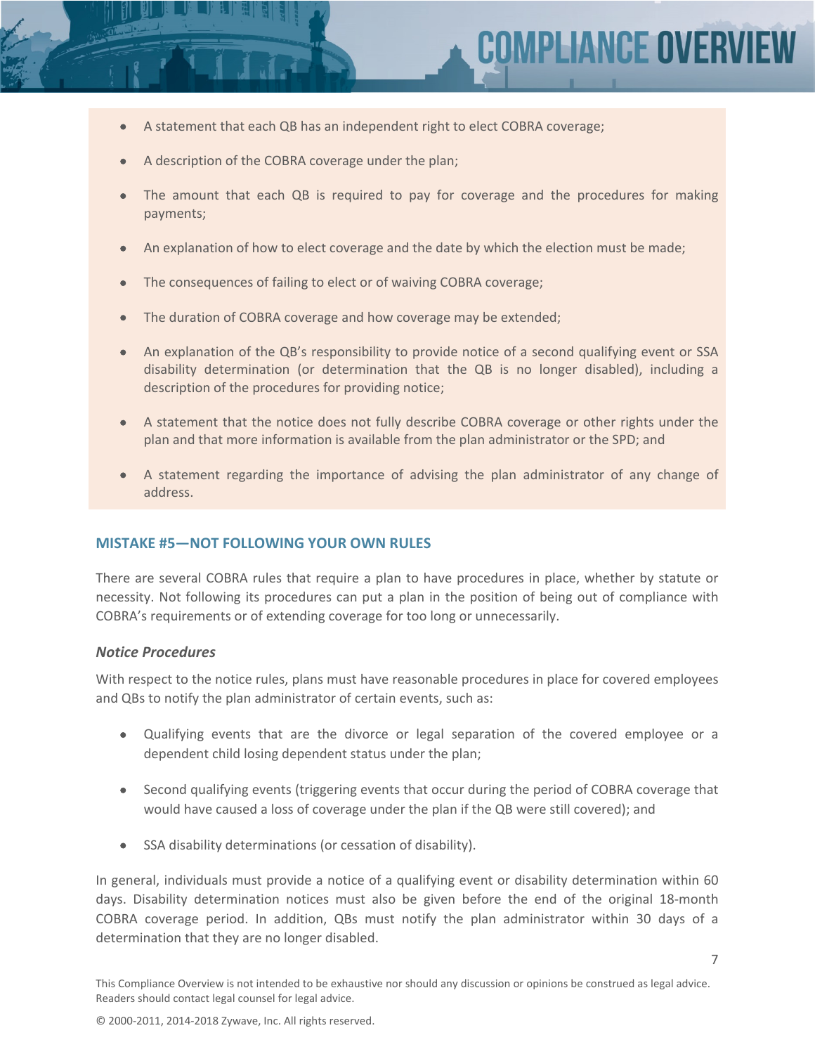- A statement that each QB has an independent right to elect COBRA coverage;
- A description of the COBRA coverage under the plan;
- The amount that each QB is required to pay for coverage and the procedures for making payments;
- An explanation of how to elect coverage and the date by which the election must be made;
- The consequences of failing to elect or of waiving COBRA coverage;
- The duration of COBRA coverage and how coverage may be extended;
- An explanation of the QB's responsibility to provide notice of a second qualifying event or SSA disability determination (or determination that the QB is no longer disabled), including a description of the procedures for providing notice;
- A statement that the notice does not fully describe COBRA coverage or other rights under the plan and that more information is available from the plan administrator or the SPD; and
- A statement regarding the importance of advising the plan administrator of any change of address.

## MISTAKE #5—NOT FOLLOWING YOUR OWN RULES

There are several COBRA rules that require a plan to have procedures in place, whether by statute or necessity. Not following its procedures can put a plan in the position of being out of compliance with COBRA's requirements or of extending coverage for too long or unnecessarily.

### *Notice Procedures*

With respect to the notice rules, plans must have reasonable procedures in place for covered employees and QBs to notify the plan administrator of certain events, such as:

- Qualifying events that are the divorce or legal separation of the covered employee or a dependent child losing dependent status under the plan;
- Second qualifying events (triggering events that occur during the period of COBRA coverage that would have caused a loss of coverage under the plan if the QB were still covered); and
- SSA disability determinations (or cessation of disability).

In general, individuals must provide a notice of a qualifying event or disability determination within 60 days. Disability determination notices must also be given before the end of the original 18-month COBRA coverage period. In addition, QBs must notify the plan administrator within 30 days of a determination that they are no longer disabled.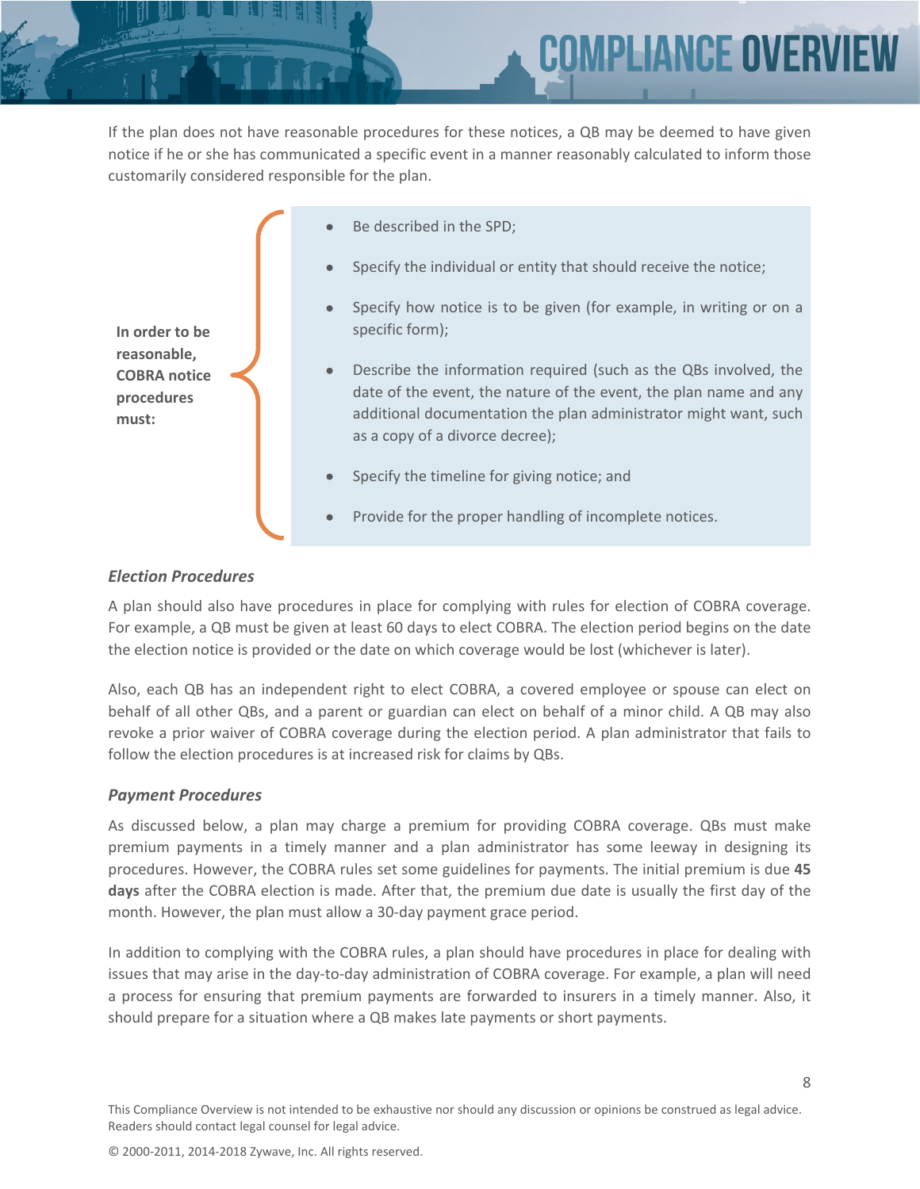If the plan does not have reasonable procedures for these notices, a QB may be deemed to have given notice if he or she has communicated a specific event in a manner reasonably calculated to inform those customarily considered responsible for the plan.

**In order to be reasonable, COBRA notice procedures must:**

- Be described in the SPD;
- Specify the individual or entity that should receive the notice;
- Specify how notice is to be given (for example, in writing or on a specific form);
- Describe the information required (such as the QBs involved, the date of the event, the nature of the event, the plan name and any additional documentation the plan administrator might want, such as a copy of a divorce decree);
- Specify the timeline for giving notice; and
- Provide for the proper handling of incomplete notices.

### *Election Procedures*

A plan should also have procedures in place for complying with rules for election of COBRA coverage. For example, a QB must be given at least 60 days to elect COBRA. The election period begins on the date the election notice is provided or the date on which coverage would be lost (whichever is later).

Also, each QB has an independent right to elect COBRA, a covered employee or spouse can elect on behalf of all other QBs, and a parent or guardian can elect on behalf of a minor child. A QB may also revoke a prior waiver of COBRA coverage during the election period. A plan administrator that fails to follow the election procedures is at increased risk for claims by QBs.

### *Payment Procedures*

As discussed below, a plan may charge a premium for providing COBRA coverage. QBs must make premium payments in a timely manner and a plan administrator has some leeway in designing its procedures. However, the COBRA rules set some guidelines for payments. The initial premium is due **45 days** after the COBRA election is made. After that, the premium due date is usually the first day of the month. However, the plan must allow a 30-day payment grace period.

In addition to complying with the COBRA rules, a plan should have procedures in place for dealing with issues that may arise in the day-to-day administration of COBRA coverage. For example, a plan will need a process for ensuring that premium payments are forwarded to insurers in a timely manner. Also, it should prepare for a situation where a QB makes late payments or short payments.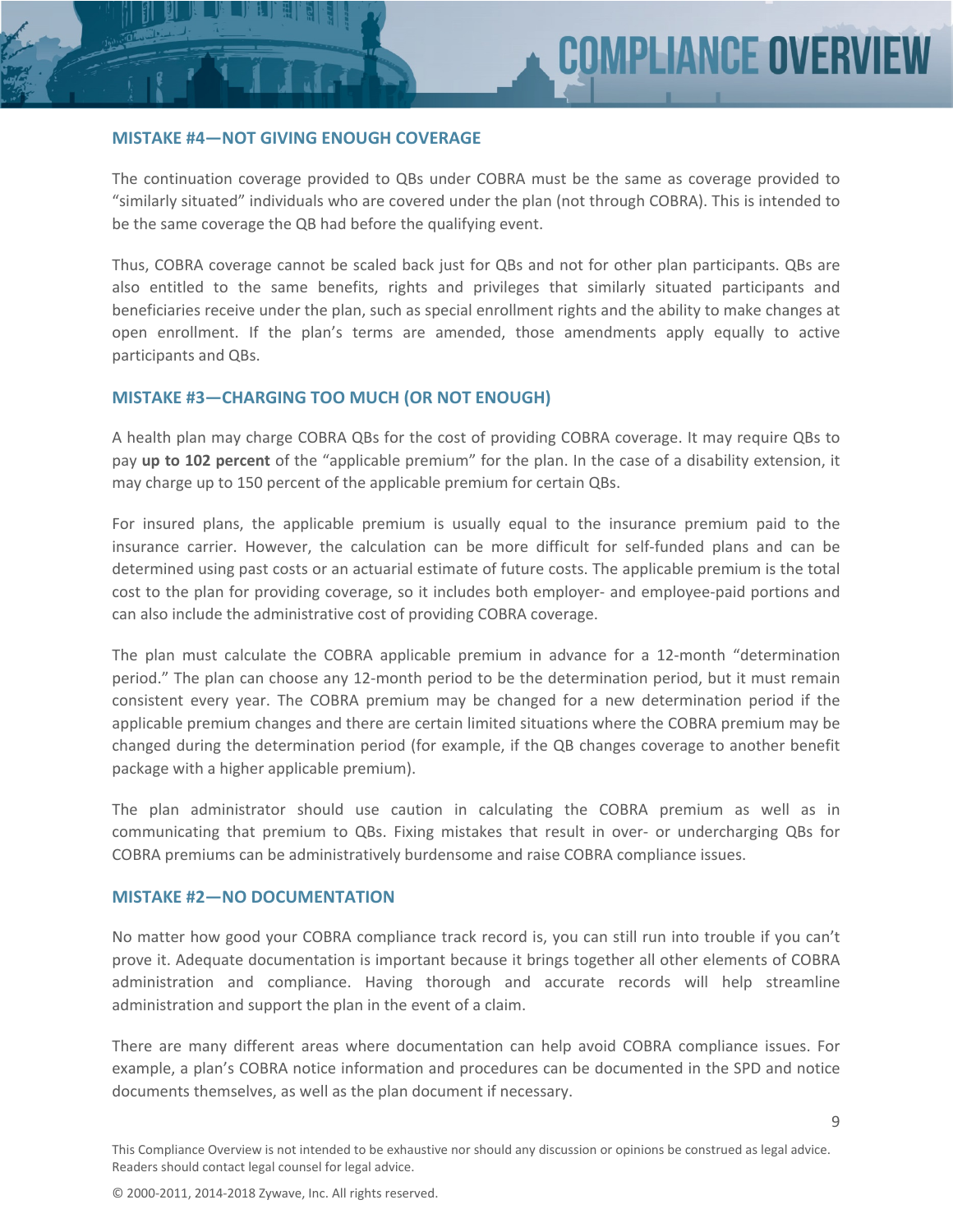## MISTAKE #4—NOT GIVING ENOUGH COVERAGE

The continuation coverage provided to QBs under COBRA must be the same as coverage provided to "similarly situated" individuals who are covered under the plan (not through COBRA). This is intended to be the same coverage the QB had before the qualifying event.

Thus, COBRA coverage cannot be scaled back just for QBs and not for other plan participants. QBs are also entitled to the same benefits, rights and privileges that similarly situated participants and beneficiaries receive under the plan, such as special enrollment rights and the ability to make changes at open enrollment. If the plan's terms are amended, those amendments apply equally to active participants and QBs.

## MISTAKE #3—CHARGING TOO MUCH (OR NOT ENOUGH)

A health plan may charge COBRA QBs for the cost of providing COBRA coverage. It may require QBs to pay **up to 102 percent** of the "applicable premium" for the plan. In the case of a disability extension, it may charge up to 150 percent of the applicable premium for certain QBs.

For insured plans, the applicable premium is usually equal to the insurance premium paid to the insurance carrier. However, the calculation can be more difficult for self-funded plans and can be determined using past costs or an actuarial estimate of future costs. The applicable premium is the total cost to the plan for providing coverage, so it includes both employer- and employee-paid portions and can also include the administrative cost of providing COBRA coverage.

The plan must calculate the COBRA applicable premium in advance for a 12-month "determination period." The plan can choose any 12-month period to be the determination period, but it must remain consistent every year. The COBRA premium may be changed for a new determination period if the applicable premium changes and there are certain limited situations where the COBRA premium may be changed during the determination period (for example, if the QB changes coverage to another benefit package with a higher applicable premium).

The plan administrator should use caution in calculating the COBRA premium as well as in communicating that premium to QBs. Fixing mistakes that result in over- or undercharging QBs for COBRA premiums can be administratively burdensome and raise COBRA compliance issues.

## MISTAKE #2—NO DOCUMENTATION

No matter how good your COBRA compliance track record is, you can still run into trouble if you can't prove it. Adequate documentation is important because it brings together all other elements of COBRA administration and compliance. Having thorough and accurate records will help streamline administration and support the plan in the event of a claim.

There are many different areas where documentation can help avoid COBRA compliance issues. For example, a plan's COBRA notice information and procedures can be documented in the SPD and notice documents themselves, as well as the plan document if necessary.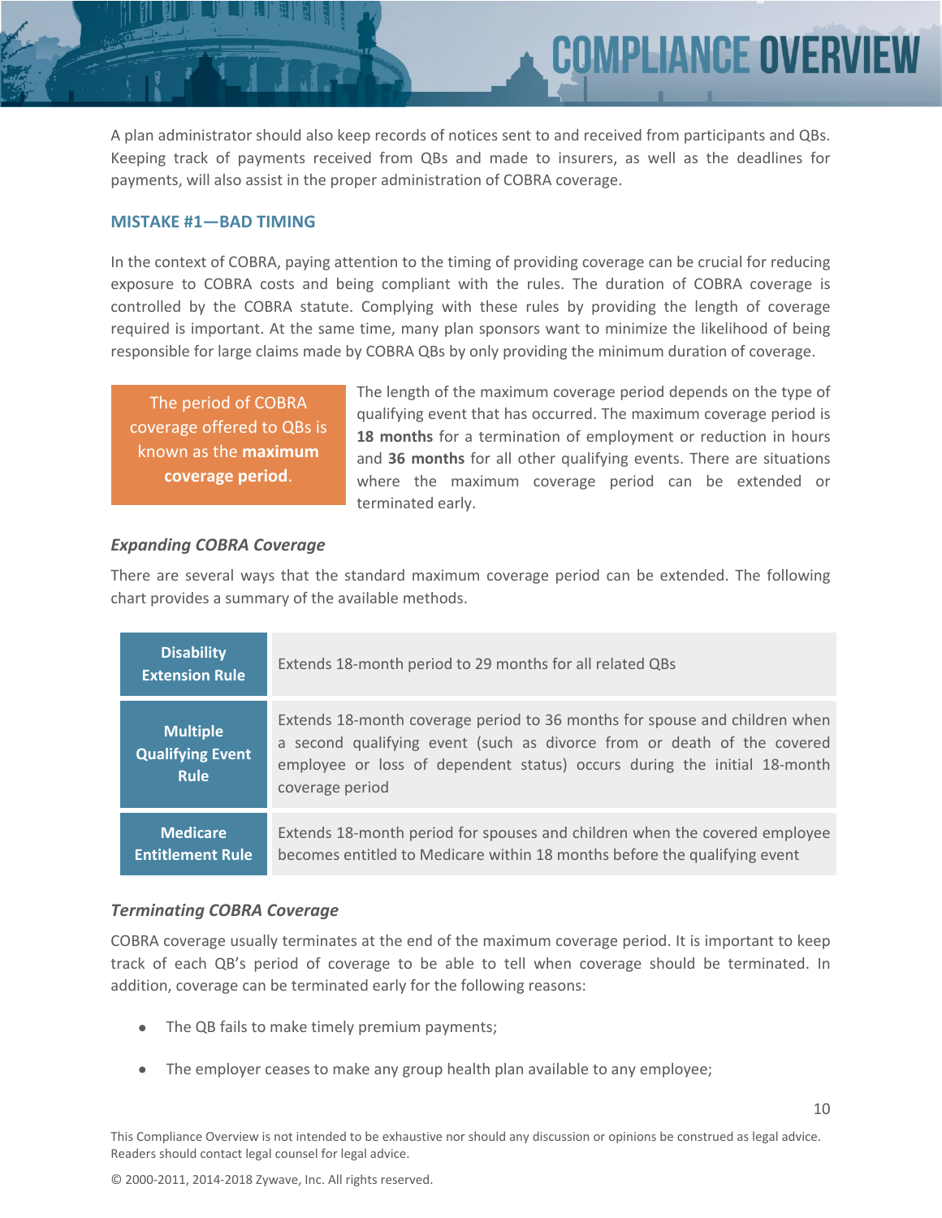A plan administrator should also keep records of notices sent to and received from participants and QBs. Keeping track of payments received from QBs and made to insurers, as well as the deadlines for payments, will also assist in the proper administration of COBRA coverage.

### MISTAKE #1—BAD TIMING

In the context of COBRA, paying attention to the timing of providing coverage can be crucial for reducing exposure to COBRA costs and being compliant with the rules. The duration of COBRA coverage is controlled by the COBRA statute. Complying with these rules by providing the length of coverage required is important. At the same time, many plan sponsors want to minimize the likelihood of being responsible for large claims made by COBRA QBs by only providing the minimum duration of coverage.

The period of COBRA coverage offered to QBs is known as the **maximum coverage period**.

The length of the maximum coverage period depends on the type of qualifying event that has occurred. The maximum coverage period is **18 months** for a termination of employment or reduction in hours and **36 months** for all other qualifying events. There are situations where the maximum coverage period can be extended or terminated early.

#### *Expanding COBRA Coverage*

There are several ways that the standard maximum coverage period can be extended. The following chart provides a summary of the available methods.

| Rule | Description |
|---|---|
| **Disability Extension Rule** | Extends 18-month period to 29 months for all related QBs |
| **Multiple Qualifying Event Rule** | Extends 18-month coverage period to 36 months for spouse and children when a second qualifying event (such as divorce from or death of the covered employee or loss of dependent status) occurs during the initial 18-month coverage period |
| **Medicare Entitlement Rule** | Extends 18-month period for spouses and children when the covered employee becomes entitled to Medicare within 18 months before the qualifying event |

#### *Terminating COBRA Coverage*

COBRA coverage usually terminates at the end of the maximum coverage period. It is important to keep track of each QB's period of coverage to be able to tell when coverage should be terminated. In addition, coverage can be terminated early for the following reasons:

- The QB fails to make timely premium payments;
- The employer ceases to make any group health plan available to any employee;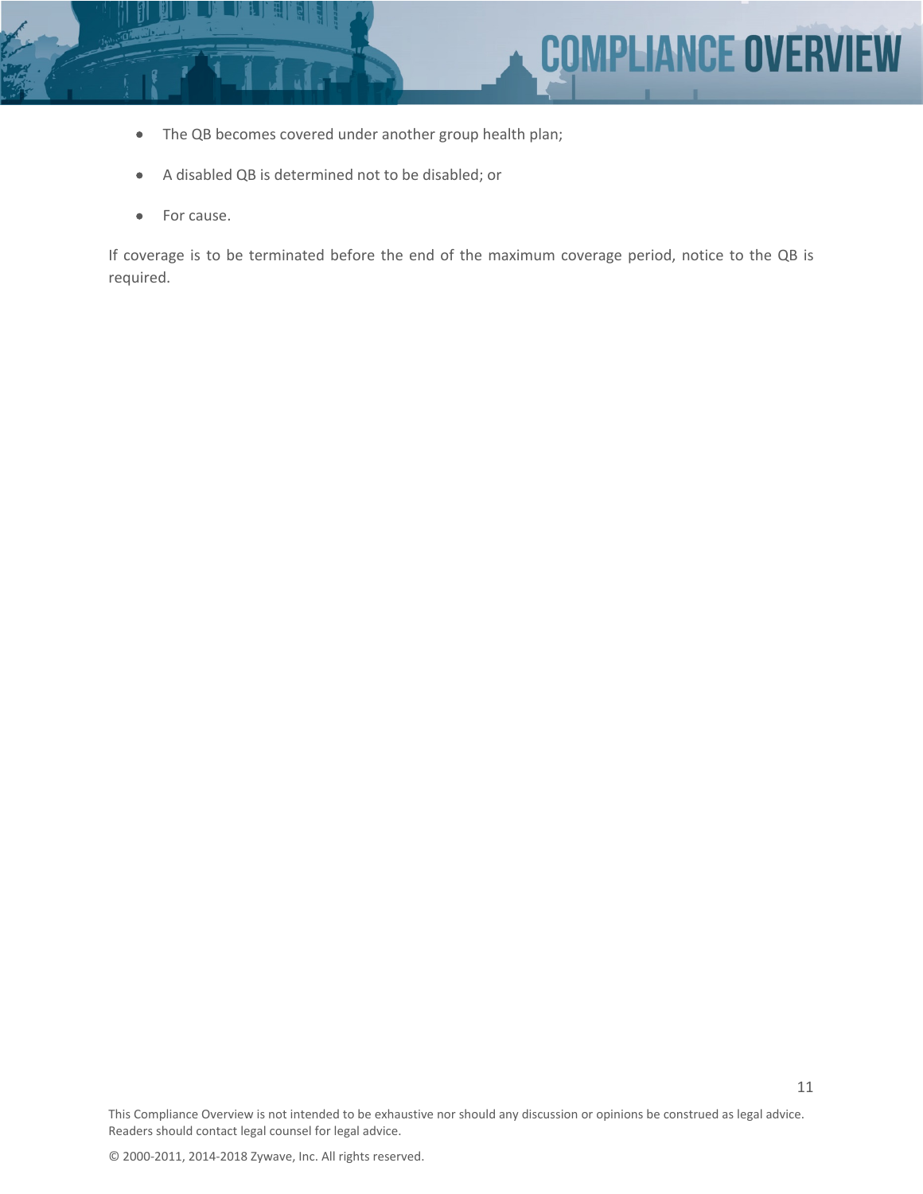- The QB becomes covered under another group health plan;
- A disabled QB is determined not to be disabled; or
- For cause.

If coverage is to be terminated before the end of the maximum coverage period, notice to the QB is required.